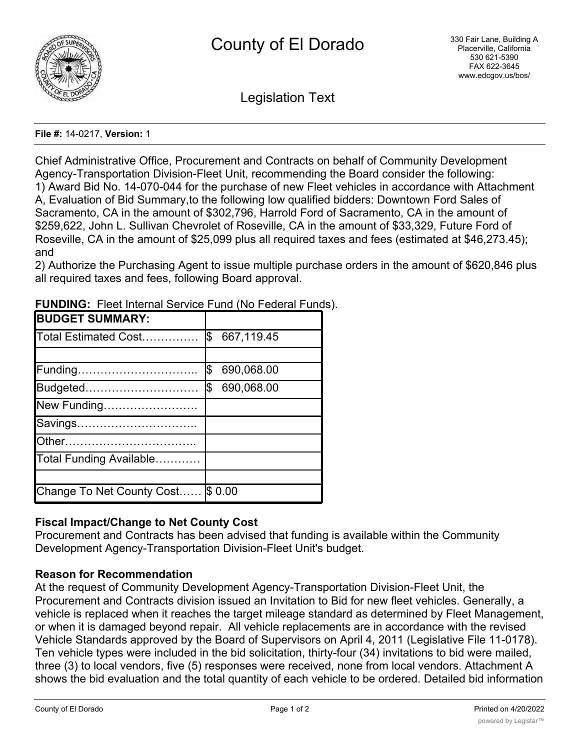# County of El Dorado

330 Fair Lane, Building A
Placerville, California
530 621-5390
FAX 622-3645
www.edcgov.us/bos/

## Legislation Text

**File #:** 14-0217, **Version:** 1

Chief Administrative Office, Procurement and Contracts on behalf of Community Development Agency-Transportation Division-Fleet Unit, recommending the Board consider the following:
1) Award Bid No. 14-070-044 for the purchase of new Fleet vehicles in accordance with Attachment A, Evaluation of Bid Summary,to the following low qualified bidders: Downtown Ford Sales of Sacramento, CA in the amount of $302,796, Harrold Ford of Sacramento, CA in the amount of $259,622, John L. Sullivan Chevrolet of Roseville, CA in the amount of $33,329, Future Ford of Roseville, CA in the amount of $25,099 plus all required taxes and fees (estimated at $46,273.45); and
2) Authorize the Purchasing Agent to issue multiple purchase orders in the amount of $620,846 plus all required taxes and fees, following Board approval.

**FUNDING:** Fleet Internal Service Fund (No Federal Funds).

| **BUDGET SUMMARY:** | |
|---|---|
| Total Estimated Cost…………… | $ 667,119.45 |
| | |
| Funding………………………….. | $ 690,068.00 |
| Budgeted………………………… | $ 690,068.00 |
| New Funding……………………. | |
| Savings………………………….. | |
| Other…………………………….. | |
| Total Funding Available………… | |
| | |
| Change To Net County Cost…… | $ 0.00 |

### Fiscal Impact/Change to Net County Cost

Procurement and Contracts has been advised that funding is available within the Community Development Agency-Transportation Division-Fleet Unit's budget.

### Reason for Recommendation

At the request of Community Development Agency-Transportation Division-Fleet Unit, the Procurement and Contracts division issued an Invitation to Bid for new fleet vehicles. Generally, a vehicle is replaced when it reaches the target mileage standard as determined by Fleet Management, or when it is damaged beyond repair. All vehicle replacements are in accordance with the revised Vehicle Standards approved by the Board of Supervisors on April 4, 2011 (Legislative File 11-0178). Ten vehicle types were included in the bid solicitation, thirty-four (34) invitations to bid were mailed, three (3) to local vendors, five (5) responses were received, none from local vendors. Attachment A shows the bid evaluation and the total quantity of each vehicle to be ordered. Detailed bid information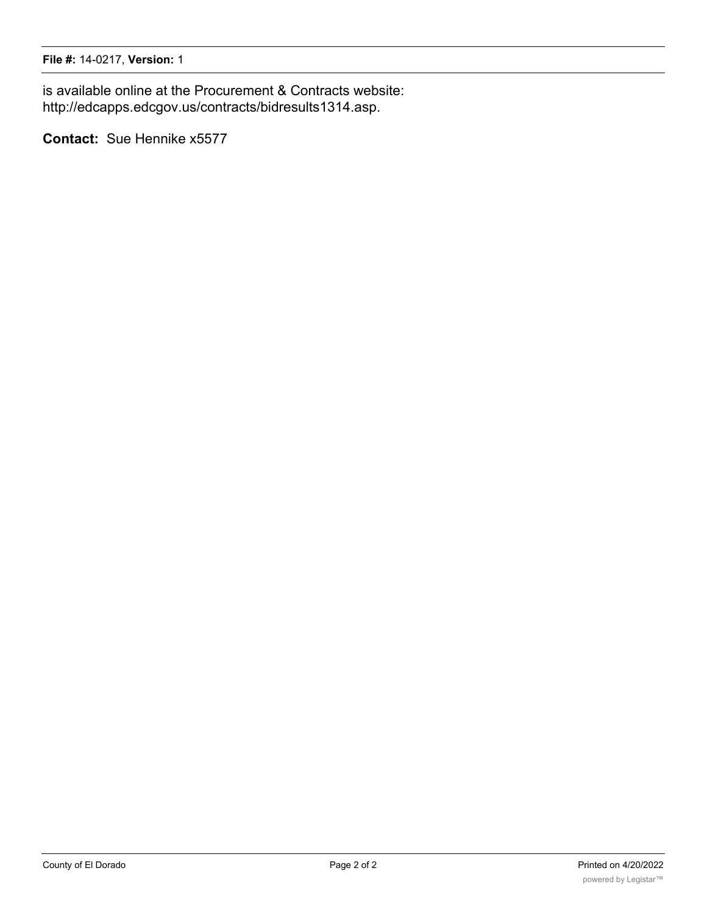is available online at the Procurement & Contracts website: http://edcapps.edcgov.us/contracts/bidresults1314.asp.

**Contact:** Sue Hennike x5577